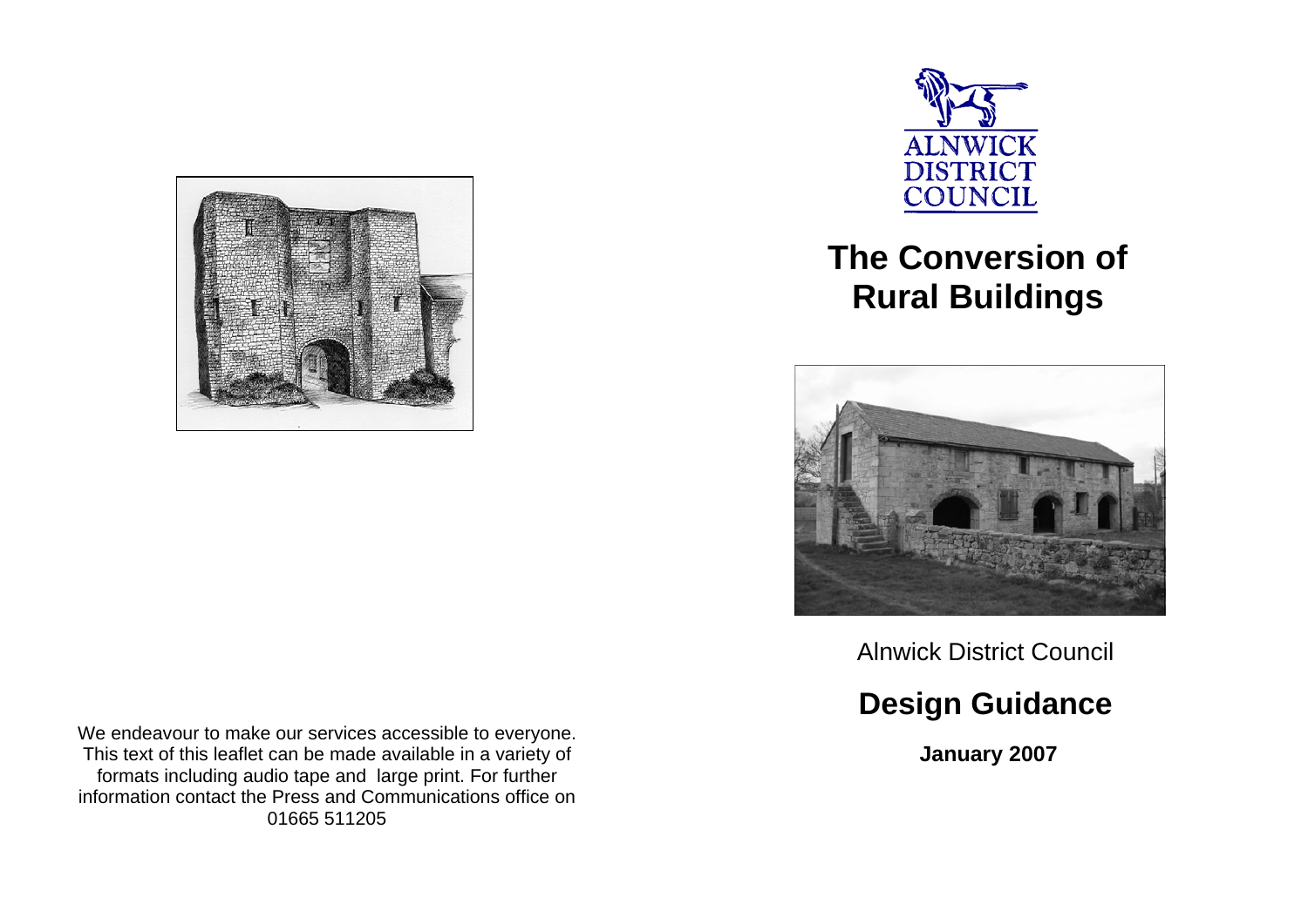ALNWICK DISTRICT COUNCIL

# The Conversion of Rural Buildings

Alnwick District Council

## Design Guidance

**January 2007**

We endeavour to make our services accessible to everyone. This text of this leaflet can be made available in a variety of formats including audio tape and large print. For further information contact the Press and Communications office on 01665 511205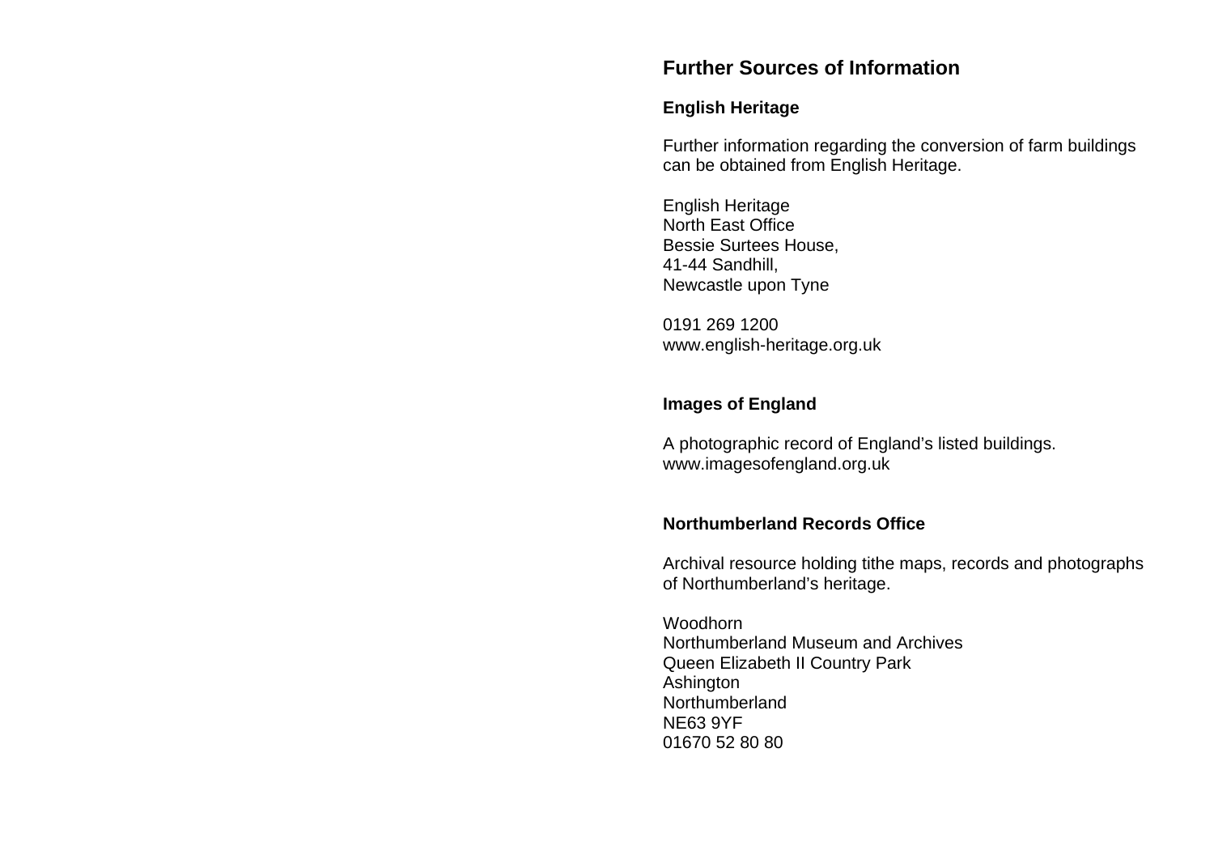## Further Sources of Information

### English Heritage

Further information regarding the conversion of farm buildings can be obtained from English Heritage.

English Heritage
North East Office
Bessie Surtees House,
41-44 Sandhill,
Newcastle upon Tyne

0191 269 1200
www.english-heritage.org.uk

### Images of England

A photographic record of England's listed buildings.
www.imagesofengland.org.uk

### Northumberland Records Office

Archival resource holding tithe maps, records and photographs of Northumberland's heritage.

Woodhorn
Northumberland Museum and Archives
Queen Elizabeth II Country Park
Ashington
Northumberland
NE63 9YF
01670 52 80 80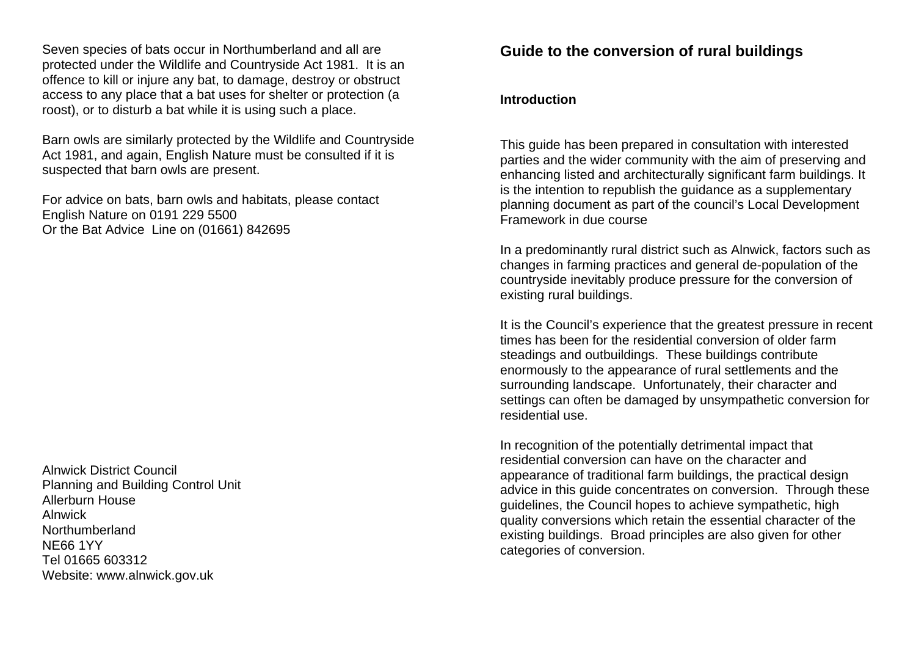Seven species of bats occur in Northumberland and all are protected under the Wildlife and Countryside Act 1981. It is an offence to kill or injure any bat, to damage, destroy or obstruct access to any place that a bat uses for shelter or protection (a roost), or to disturb a bat while it is using such a place.

Barn owls are similarly protected by the Wildlife and Countryside Act 1981, and again, English Nature must be consulted if it is suspected that barn owls are present.

For advice on bats, barn owls and habitats, please contact English Nature on 0191 229 5500
Or the Bat Advice Line on (01661) 842695

Alnwick District Council
Planning and Building Control Unit
Allerburn House
Alnwick
Northumberland
NE66 1YY
Tel 01665 603312
Website: www.alnwick.gov.uk

## Guide to the conversion of rural buildings

### Introduction

This guide has been prepared in consultation with interested parties and the wider community with the aim of preserving and enhancing listed and architecturally significant farm buildings. It is the intention to republish the guidance as a supplementary planning document as part of the council's Local Development Framework in due course

In a predominantly rural district such as Alnwick, factors such as changes in farming practices and general de-population of the countryside inevitably produce pressure for the conversion of existing rural buildings.

It is the Council's experience that the greatest pressure in recent times has been for the residential conversion of older farm steadings and outbuildings. These buildings contribute enormously to the appearance of rural settlements and the surrounding landscape. Unfortunately, their character and settings can often be damaged by unsympathetic conversion for residential use.

In recognition of the potentially detrimental impact that residential conversion can have on the character and appearance of traditional farm buildings, the practical design advice in this guide concentrates on conversion. Through these guidelines, the Council hopes to achieve sympathetic, high quality conversions which retain the essential character of the existing buildings. Broad principles are also given for other categories of conversion.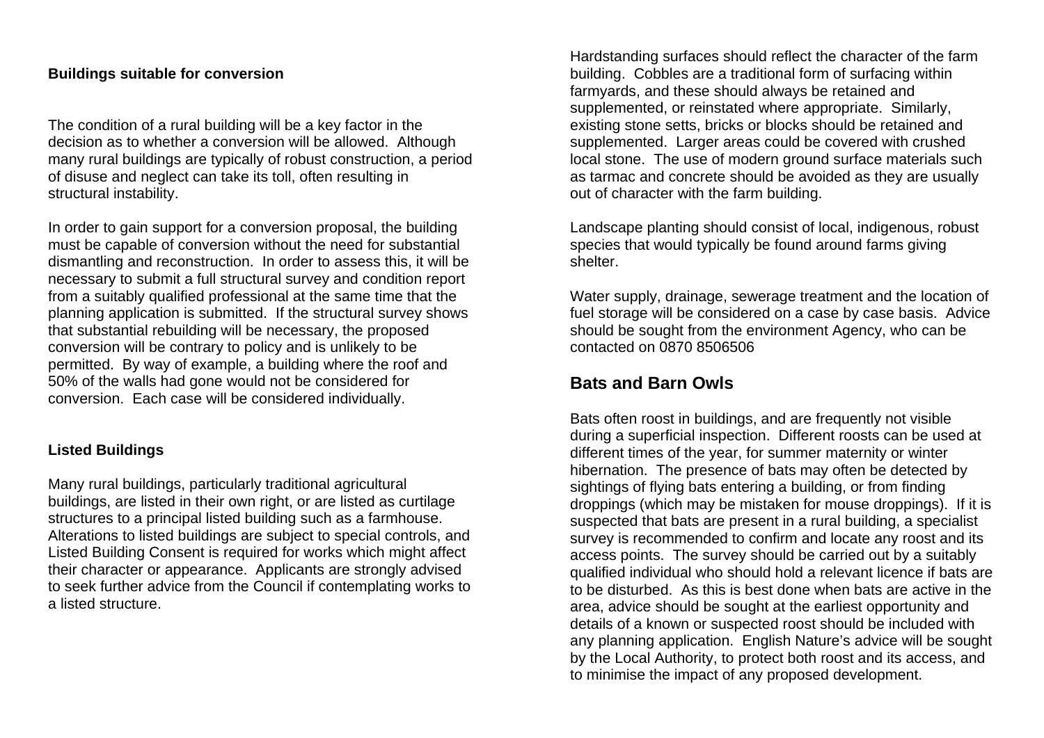**Buildings suitable for conversion**

The condition of a rural building will be a key factor in the decision as to whether a conversion will be allowed. Although many rural buildings are typically of robust construction, a period of disuse and neglect can take its toll, often resulting in structural instability.

In order to gain support for a conversion proposal, the building must be capable of conversion without the need for substantial dismantling and reconstruction. In order to assess this, it will be necessary to submit a full structural survey and condition report from a suitably qualified professional at the same time that the planning application is submitted. If the structural survey shows that substantial rebuilding will be necessary, the proposed conversion will be contrary to policy and is unlikely to be permitted. By way of example, a building where the roof and 50% of the walls had gone would not be considered for conversion. Each case will be considered individually.

**Listed Buildings**

Many rural buildings, particularly traditional agricultural buildings, are listed in their own right, or are listed as curtilage structures to a principal listed building such as a farmhouse. Alterations to listed buildings are subject to special controls, and Listed Building Consent is required for works which might affect their character or appearance. Applicants are strongly advised to seek further advice from the Council if contemplating works to a listed structure.

Hardstanding surfaces should reflect the character of the farm building. Cobbles are a traditional form of surfacing within farmyards, and these should always be retained and supplemented, or reinstated where appropriate. Similarly, existing stone setts, bricks or blocks should be retained and supplemented. Larger areas could be covered with crushed local stone. The use of modern ground surface materials such as tarmac and concrete should be avoided as they are usually out of character with the farm building.

Landscape planting should consist of local, indigenous, robust species that would typically be found around farms giving shelter.

Water supply, drainage, sewerage treatment and the location of fuel storage will be considered on a case by case basis. Advice should be sought from the environment Agency, who can be contacted on 0870 8506506

## Bats and Barn Owls

Bats often roost in buildings, and are frequently not visible during a superficial inspection. Different roosts can be used at different times of the year, for summer maternity or winter hibernation. The presence of bats may often be detected by sightings of flying bats entering a building, or from finding droppings (which may be mistaken for mouse droppings). If it is suspected that bats are present in a rural building, a specialist survey is recommended to confirm and locate any roost and its access points. The survey should be carried out by a suitably qualified individual who should hold a relevant licence if bats are to be disturbed. As this is best done when bats are active in the area, advice should be sought at the earliest opportunity and details of a known or suspected roost should be included with any planning application. English Nature's advice will be sought by the Local Authority, to protect both roost and its access, and to minimise the impact of any proposed development.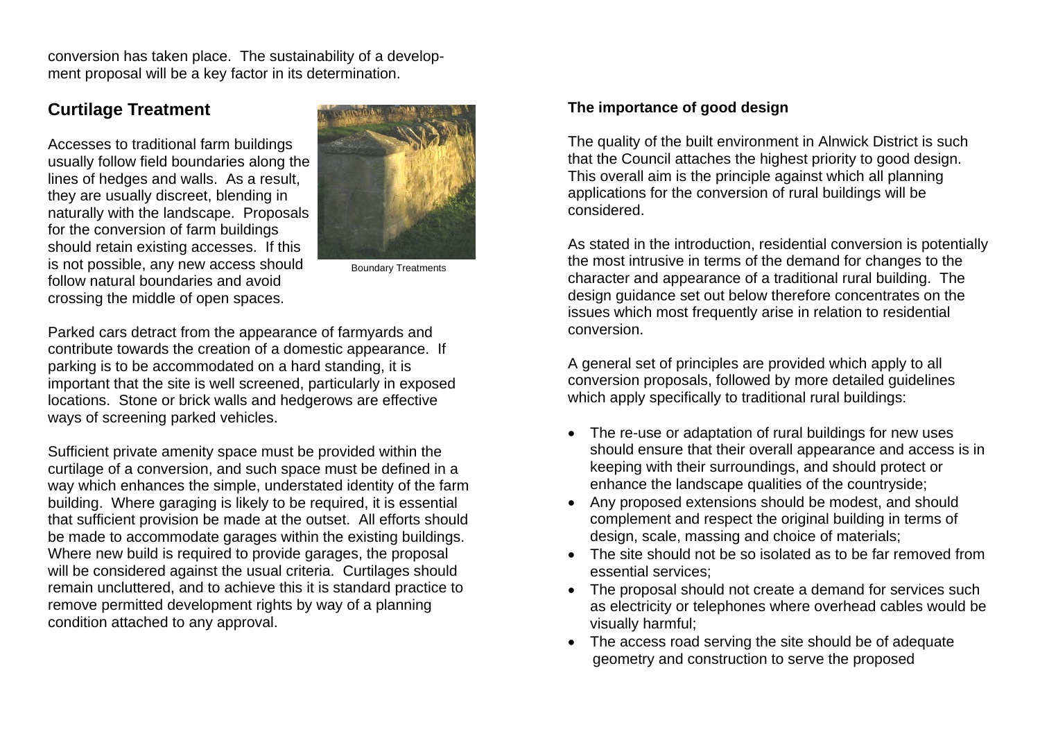conversion has taken place. The sustainability of a development proposal will be a key factor in its determination.

## Curtilage Treatment

Accesses to traditional farm buildings usually follow field boundaries along the lines of hedges and walls. As a result, they are usually discreet, blending in naturally with the landscape. Proposals for the conversion of farm buildings should retain existing accesses. If this is not possible, any new access should follow natural boundaries and avoid crossing the middle of open spaces.

Boundary Treatments

Parked cars detract from the appearance of farmyards and contribute towards the creation of a domestic appearance. If parking is to be accommodated on a hard standing, it is important that the site is well screened, particularly in exposed locations. Stone or brick walls and hedgerows are effective ways of screening parked vehicles.

Sufficient private amenity space must be provided within the curtilage of a conversion, and such space must be defined in a way which enhances the simple, understated identity of the farm building. Where garaging is likely to be required, it is essential that sufficient provision be made at the outset. All efforts should be made to accommodate garages within the existing buildings. Where new build is required to provide garages, the proposal will be considered against the usual criteria. Curtilages should remain uncluttered, and to achieve this it is standard practice to remove permitted development rights by way of a planning condition attached to any approval.

### The importance of good design

The quality of the built environment in Alnwick District is such that the Council attaches the highest priority to good design. This overall aim is the principle against which all planning applications for the conversion of rural buildings will be considered.

As stated in the introduction, residential conversion is potentially the most intrusive in terms of the demand for changes to the character and appearance of a traditional rural building. The design guidance set out below therefore concentrates on the issues which most frequently arise in relation to residential conversion.

A general set of principles are provided which apply to all conversion proposals, followed by more detailed guidelines which apply specifically to traditional rural buildings:

- The re-use or adaptation of rural buildings for new uses should ensure that their overall appearance and access is in keeping with their surroundings, and should protect or enhance the landscape qualities of the countryside;
- Any proposed extensions should be modest, and should complement and respect the original building in terms of design, scale, massing and choice of materials;
- The site should not be so isolated as to be far removed from essential services;
- The proposal should not create a demand for services such as electricity or telephones where overhead cables would be visually harmful;
- The access road serving the site should be of adequate geometry and construction to serve the proposed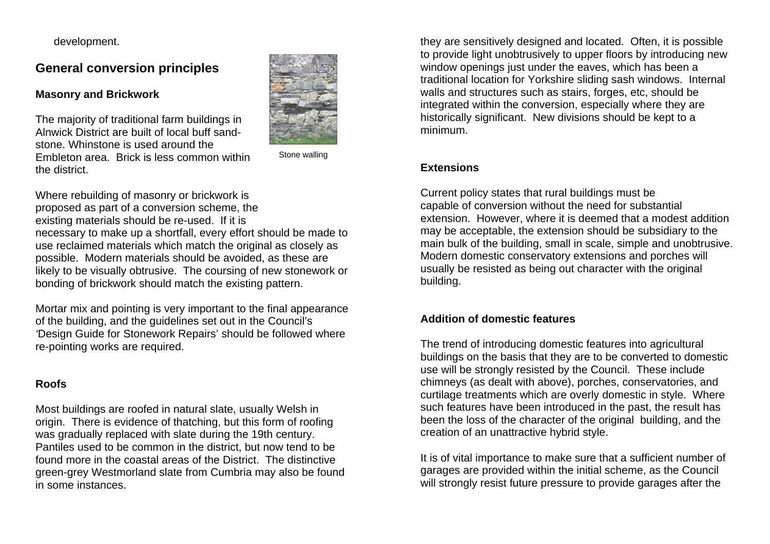development.

## General conversion principles

### Masonry and Brickwork

The majority of traditional farm buildings in Alnwick District are built of local buff sand-stone. Whinstone is used around the Embleton area. Brick is less common within the district.

Stone walling

Where rebuilding of masonry or brickwork is proposed as part of a conversion scheme, the existing materials should be re-used. If it is necessary to make up a shortfall, every effort should be made to use reclaimed materials which match the original as closely as possible. Modern materials should be avoided, as these are likely to be visually obtrusive. The coursing of new stonework or bonding of brickwork should match the existing pattern.

Mortar mix and pointing is very important to the final appearance of the building, and the guidelines set out in the Council's 'Design Guide for Stonework Repairs' should be followed where re-pointing works are required.

### Roofs

Most buildings are roofed in natural slate, usually Welsh in origin. There is evidence of thatching, but this form of roofing was gradually replaced with slate during the 19th century. Pantiles used to be common in the district, but now tend to be found more in the coastal areas of the District. The distinctive green-grey Westmorland slate from Cumbria may also be found in some instances.

they are sensitively designed and located. Often, it is possible to provide light unobtrusively to upper floors by introducing new window openings just under the eaves, which has been a traditional location for Yorkshire sliding sash windows. Internal walls and structures such as stairs, forges, etc, should be integrated within the conversion, especially where they are historically significant. New divisions should be kept to a minimum.

### Extensions

Current policy states that rural buildings must be capable of conversion without the need for substantial extension. However, where it is deemed that a modest addition may be acceptable, the extension should be subsidiary to the main bulk of the building, small in scale, simple and unobtrusive. Modern domestic conservatory extensions and porches will usually be resisted as being out character with the original building.

### Addition of domestic features

The trend of introducing domestic features into agricultural buildings on the basis that they are to be converted to domestic use will be strongly resisted by the Council. These include chimneys (as dealt with above), porches, conservatories, and curtilage treatments which are overly domestic in style. Where such features have been introduced in the past, the result has been the loss of the character of the original building, and the creation of an unattractive hybrid style.

It is of vital importance to make sure that a sufficient number of garages are provided within the initial scheme, as the Council will strongly resist future pressure to provide garages after the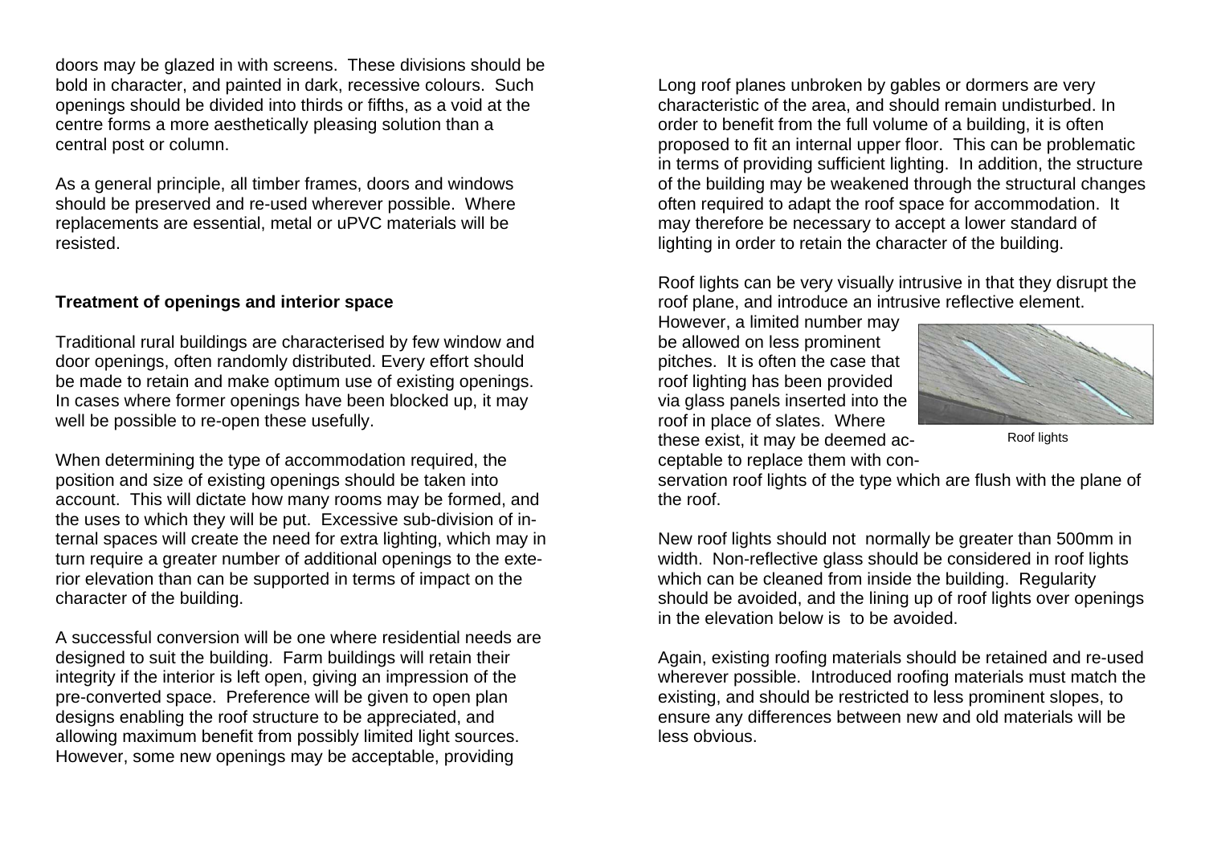doors may be glazed in with screens. These divisions should be bold in character, and painted in dark, recessive colours. Such openings should be divided into thirds or fifths, as a void at the centre forms a more aesthetically pleasing solution than a central post or column.

As a general principle, all timber frames, doors and windows should be preserved and re-used wherever possible. Where replacements are essential, metal or uPVC materials will be resisted.

**Treatment of openings and interior space**

Traditional rural buildings are characterised by few window and door openings, often randomly distributed. Every effort should be made to retain and make optimum use of existing openings. In cases where former openings have been blocked up, it may well be possible to re-open these usefully.

When determining the type of accommodation required, the position and size of existing openings should be taken into account. This will dictate how many rooms may be formed, and the uses to which they will be put. Excessive sub-division of internal spaces will create the need for extra lighting, which may in turn require a greater number of additional openings to the exterior elevation than can be supported in terms of impact on the character of the building.

A successful conversion will be one where residential needs are designed to suit the building. Farm buildings will retain their integrity if the interior is left open, giving an impression of the pre-converted space. Preference will be given to open plan designs enabling the roof structure to be appreciated, and allowing maximum benefit from possibly limited light sources. However, some new openings may be acceptable, providing

Long roof planes unbroken by gables or dormers are very characteristic of the area, and should remain undisturbed. In order to benefit from the full volume of a building, it is often proposed to fit an internal upper floor. This can be problematic in terms of providing sufficient lighting. In addition, the structure of the building may be weakened through the structural changes often required to adapt the roof space for accommodation. It may therefore be necessary to accept a lower standard of lighting in order to retain the character of the building.

Roof lights can be very visually intrusive in that they disrupt the roof plane, and introduce an intrusive reflective element. However, a limited number may be allowed on less prominent pitches. It is often the case that roof lighting has been provided via glass panels inserted into the roof in place of slates. Where these exist, it may be deemed acceptable to replace them with conservation roof lights of the type which are flush with the plane of the roof.

Roof lights

New roof lights should not normally be greater than 500mm in width. Non-reflective glass should be considered in roof lights which can be cleaned from inside the building. Regularity should be avoided, and the lining up of roof lights over openings in the elevation below is to be avoided.

Again, existing roofing materials should be retained and re-used wherever possible. Introduced roofing materials must match the existing, and should be restricted to less prominent slopes, to ensure any differences between new and old materials will be less obvious.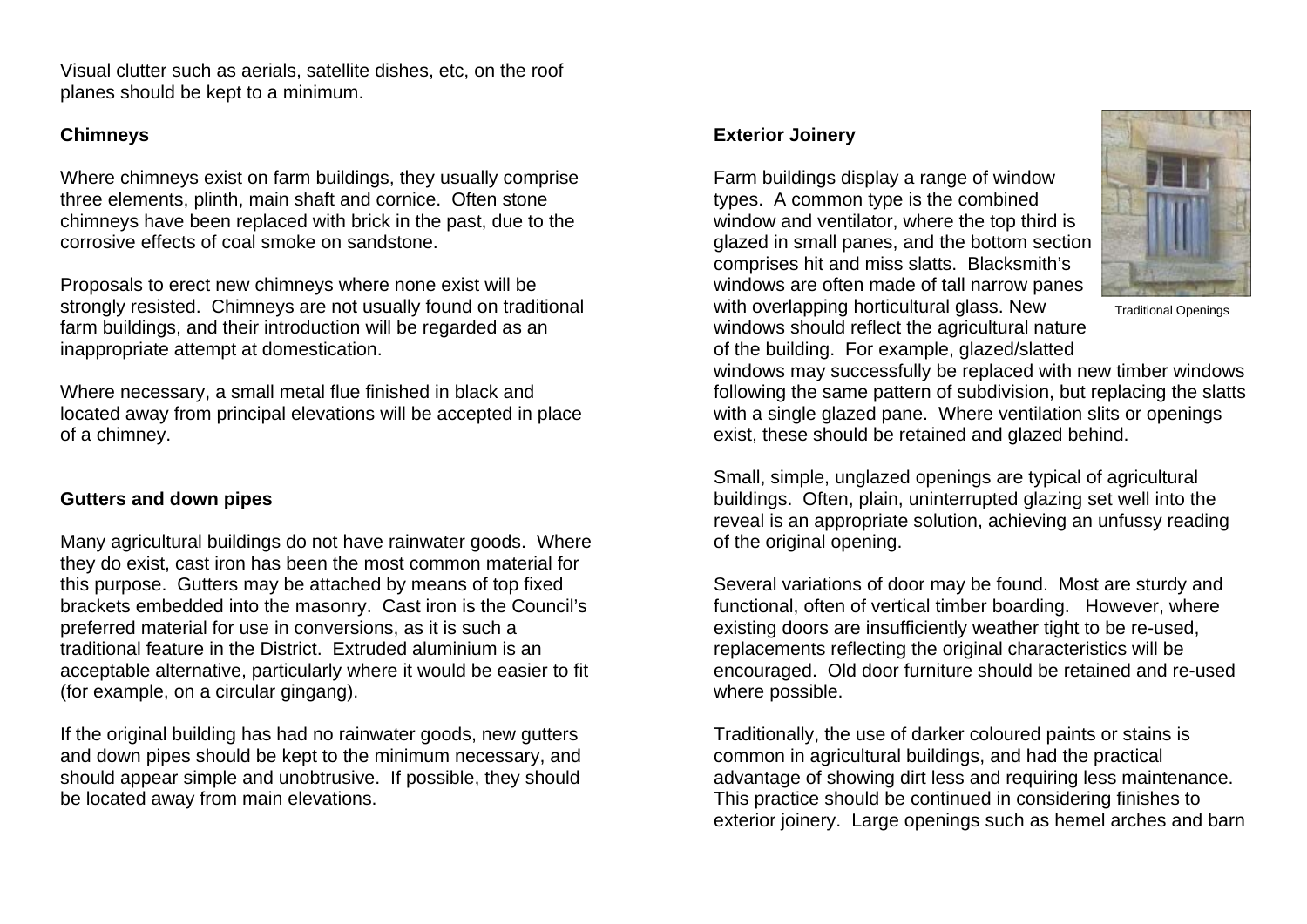Visual clutter such as aerials, satellite dishes, etc, on the roof planes should be kept to a minimum.

### Chimneys

Where chimneys exist on farm buildings, they usually comprise three elements, plinth, main shaft and cornice. Often stone chimneys have been replaced with brick in the past, due to the corrosive effects of coal smoke on sandstone.

Proposals to erect new chimneys where none exist will be strongly resisted. Chimneys are not usually found on traditional farm buildings, and their introduction will be regarded as an inappropriate attempt at domestication.

Where necessary, a small metal flue finished in black and located away from principal elevations will be accepted in place of a chimney.

### Gutters and down pipes

Many agricultural buildings do not have rainwater goods. Where they do exist, cast iron has been the most common material for this purpose. Gutters may be attached by means of top fixed brackets embedded into the masonry. Cast iron is the Council's preferred material for use in conversions, as it is such a traditional feature in the District. Extruded aluminium is an acceptable alternative, particularly where it would be easier to fit (for example, on a circular gingang).

If the original building has had no rainwater goods, new gutters and down pipes should be kept to the minimum necessary, and should appear simple and unobtrusive. If possible, they should be located away from main elevations.

### Exterior Joinery

Farm buildings display a range of window types. A common type is the combined window and ventilator, where the top third is glazed in small panes, and the bottom section comprises hit and miss slatts. Blacksmith's windows are often made of tall narrow panes with overlapping horticultural glass. New windows should reflect the agricultural nature of the building. For example, glazed/slatted windows may successfully be replaced with new timber windows following the same pattern of subdivision, but replacing the slatts with a single glazed pane. Where ventilation slits or openings exist, these should be retained and glazed behind.

Traditional Openings

Small, simple, unglazed openings are typical of agricultural buildings. Often, plain, uninterrupted glazing set well into the reveal is an appropriate solution, achieving an unfussy reading of the original opening.

Several variations of door may be found. Most are sturdy and functional, often of vertical timber boarding. However, where existing doors are insufficiently weather tight to be re-used, replacements reflecting the original characteristics will be encouraged. Old door furniture should be retained and re-used where possible.

Traditionally, the use of darker coloured paints or stains is common in agricultural buildings, and had the practical advantage of showing dirt less and requiring less maintenance. This practice should be continued in considering finishes to exterior joinery. Large openings such as hemel arches and barn